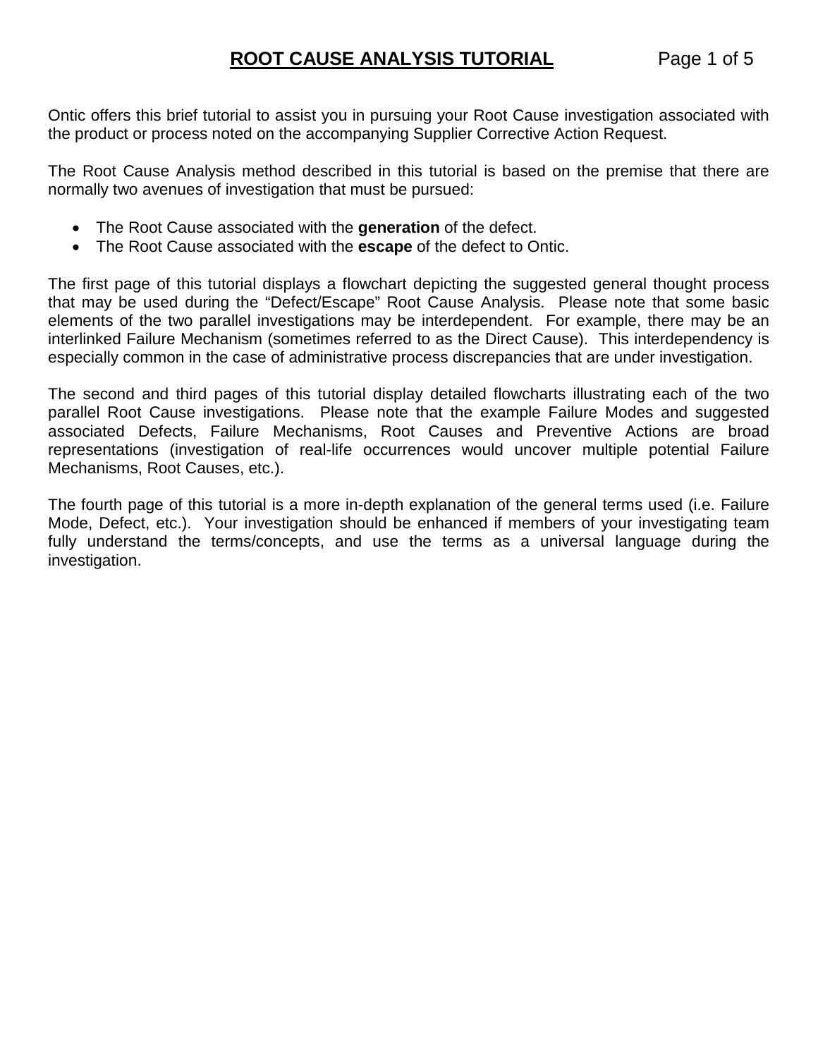# **ROOT CAUSE ANALYSIS TUTORIAL**

Ontic offers this brief tutorial to assist you in pursuing your Root Cause investigation associated with the product or process noted on the accompanying Supplier Corrective Action Request.

The Root Cause Analysis method described in this tutorial is based on the premise that there are normally two avenues of investigation that must be pursued:

- The Root Cause associated with the **generation** of the defect.
- The Root Cause associated with the **escape** of the defect to Ontic.

The first page of this tutorial displays a flowchart depicting the suggested general thought process that may be used during the "Defect/Escape" Root Cause Analysis. Please note that some basic elements of the two parallel investigations may be interdependent. For example, there may be an interlinked Failure Mechanism (sometimes referred to as the Direct Cause). This interdependency is especially common in the case of administrative process discrepancies that are under investigation.

The second and third pages of this tutorial display detailed flowcharts illustrating each of the two parallel Root Cause investigations. Please note that the example Failure Modes and suggested associated Defects, Failure Mechanisms, Root Causes and Preventive Actions are broad representations (investigation of real-life occurrences would uncover multiple potential Failure Mechanisms, Root Causes, etc.).

The fourth page of this tutorial is a more in-depth explanation of the general terms used (i.e. Failure Mode, Defect, etc.). Your investigation should be enhanced if members of your investigating team fully understand the terms/concepts, and use the terms as a universal language during the investigation.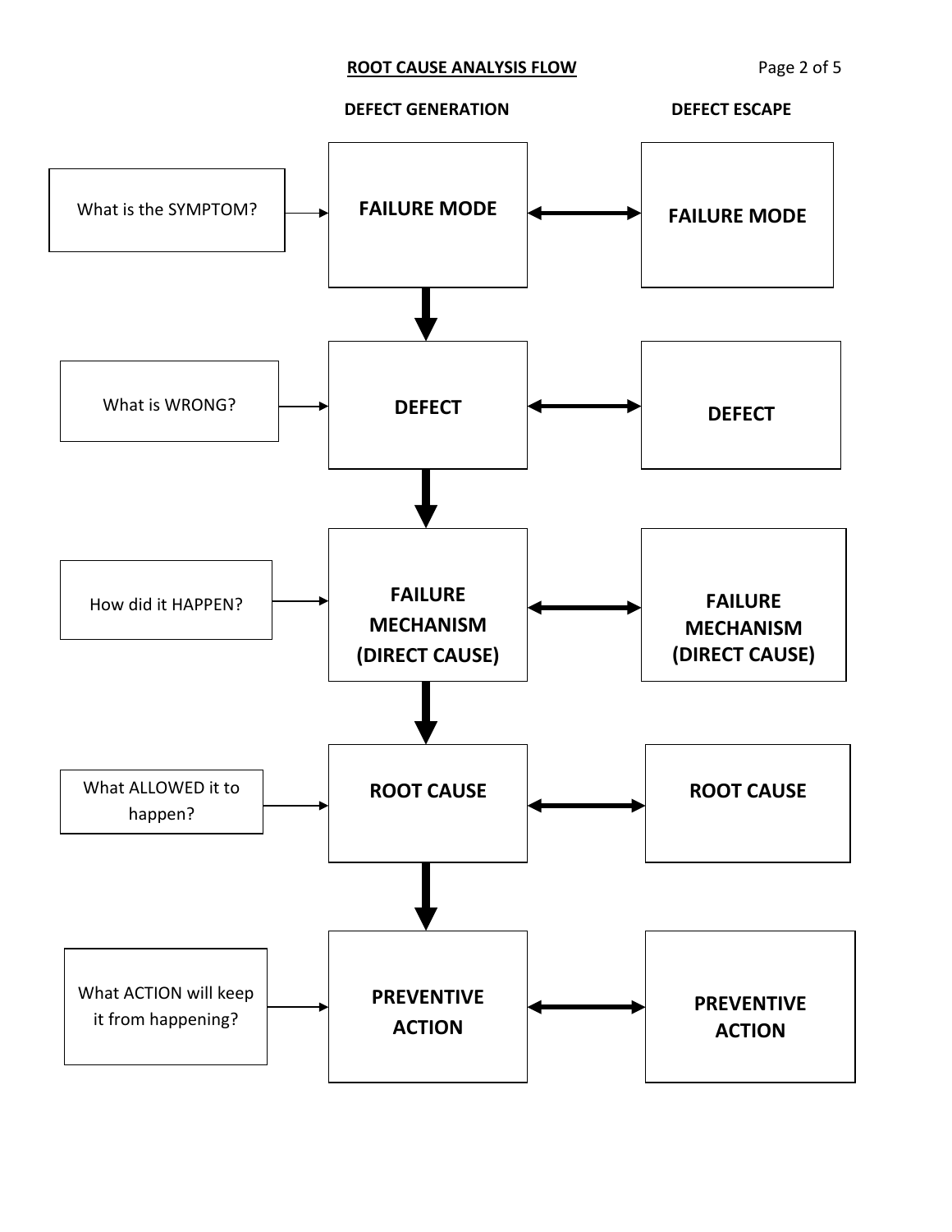## ROOT CAUSE ANALYSIS FLOW

| Question | DEFECT GENERATION | | DEFECT ESCAPE |
|---|---|---|---|
| What is the SYMPTOM? → | **FAILURE MODE** | ↔ | **FAILURE MODE** |
| What is WRONG? → | **DEFECT** | ↔ | **DEFECT** |
| How did it HAPPEN? → | **FAILURE MECHANISM (DIRECT CAUSE)** | ↔ | **FAILURE MECHANISM (DIRECT CAUSE)** |
| What ALLOWED it to happen? → | **ROOT CAUSE** | ↔ | **ROOT CAUSE** |
| What ACTION will keep it from happening? → | **PREVENTIVE ACTION** | ↔ | **PREVENTIVE ACTION** |

(Flow proceeds downward through the DEFECT GENERATION column: FAILURE MODE → DEFECT → FAILURE MECHANISM (DIRECT CAUSE) → ROOT CAUSE → PREVENTIVE ACTION.)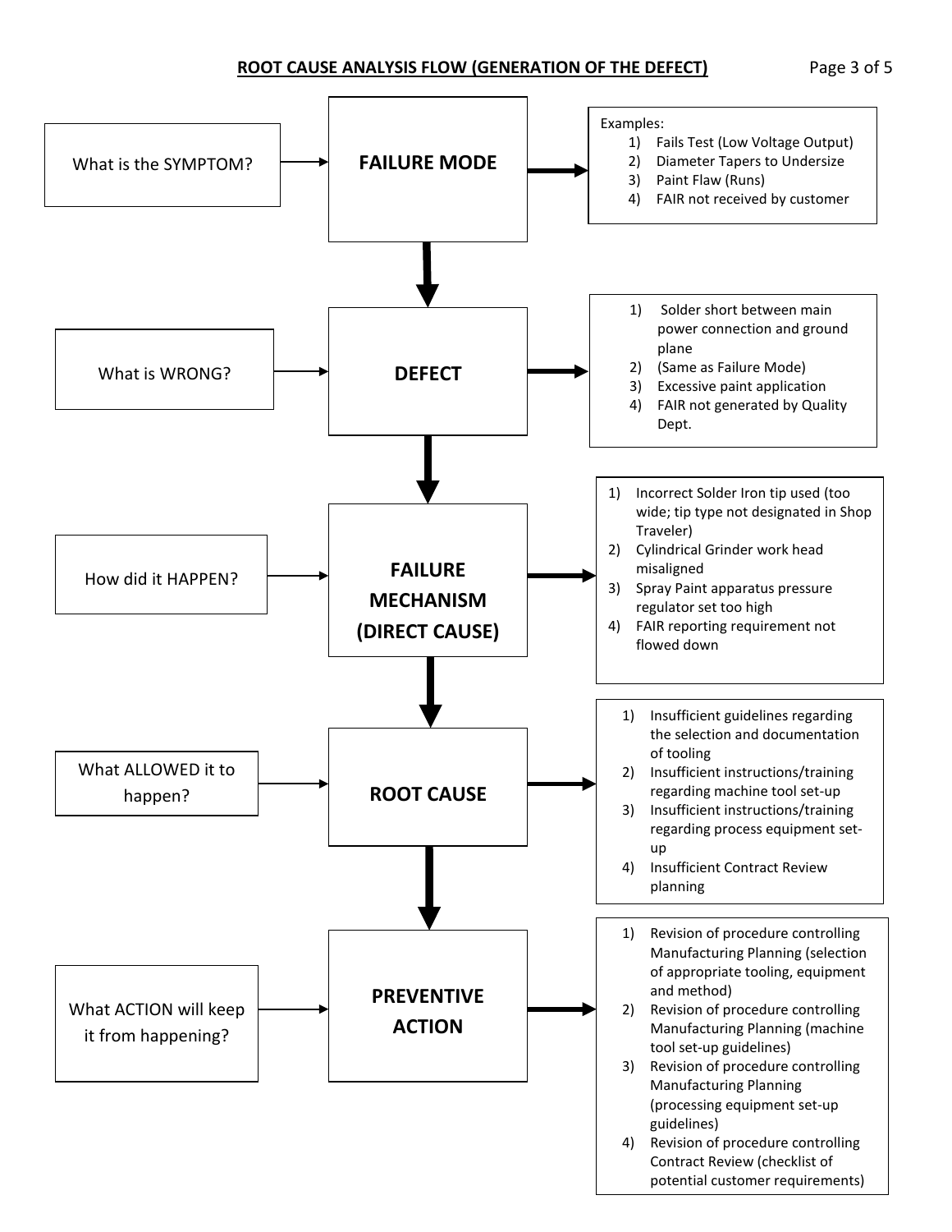## ROOT CAUSE ANALYSIS FLOW (GENERATION OF THE DEFECT)

### FAILURE MODE

What is the SYMPTOM? → **FAILURE MODE** →

Examples:
1) Fails Test (Low Voltage Output)
2) Diameter Tapers to Undersize
3) Paint Flaw (Runs)
4) FAIR not received by customer

↓

### DEFECT

What is WRONG? → **DEFECT** →

1) Solder short between main power connection and ground plane
2) (Same as Failure Mode)
3) Excessive paint application
4) FAIR not generated by Quality Dept.

↓

### FAILURE MECHANISM (DIRECT CAUSE)

How did it HAPPEN? → **FAILURE MECHANISM (DIRECT CAUSE)** →

1) Incorrect Solder Iron tip used (too wide; tip type not designated in Shop Traveler)
2) Cylindrical Grinder work head misaligned
3) Spray Paint apparatus pressure regulator set too high
4) FAIR reporting requirement not flowed down

↓

### ROOT CAUSE

What ALLOWED it to happen? → **ROOT CAUSE** →

1) Insufficient guidelines regarding the selection and documentation of tooling
2) Insufficient instructions/training regarding machine tool set-up
3) Insufficient instructions/training regarding process equipment set-up
4) Insufficient Contract Review planning

↓

### PREVENTIVE ACTION

What ACTION will keep it from happening? → **PREVENTIVE ACTION** →

1) Revision of procedure controlling Manufacturing Planning (selection of appropriate tooling, equipment and method)
2) Revision of procedure controlling Manufacturing Planning (machine tool set-up guidelines)
3) Revision of procedure controlling Manufacturing Planning (processing equipment set-up guidelines)
4) Revision of procedure controlling Contract Review (checklist of potential customer requirements)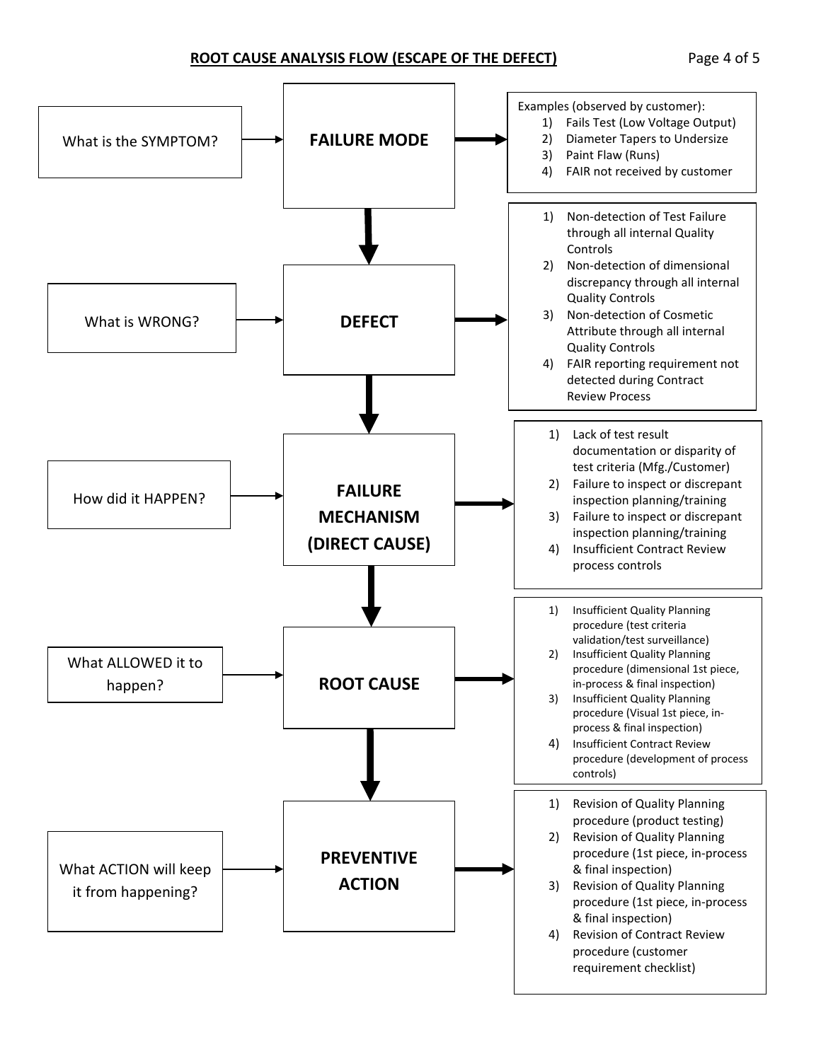## ROOT CAUSE ANALYSIS FLOW (ESCAPE OF THE DEFECT)

### What is the SYMPTOM? → FAILURE MODE

Examples (observed by customer):

1) Fails Test (Low Voltage Output)
2) Diameter Tapers to Undersize
3) Paint Flaw (Runs)
4) FAIR not received by customer

### What is WRONG? → DEFECT

1) Non-detection of Test Failure through all internal Quality Controls
2) Non-detection of dimensional discrepancy through all internal Quality Controls
3) Non-detection of Cosmetic Attribute through all internal Quality Controls
4) FAIR reporting requirement not detected during Contract Review Process

### How did it HAPPEN? → FAILURE MECHANISM (DIRECT CAUSE)

1) Lack of test result documentation or disparity of test criteria (Mfg./Customer)
2) Failure to inspect or discrepant inspection planning/training
3) Failure to inspect or discrepant inspection planning/training
4) Insufficient Contract Review process controls

### What ALLOWED it to happen? → ROOT CAUSE

1) Insufficient Quality Planning procedure (test criteria validation/test surveillance)
2) Insufficient Quality Planning procedure (dimensional 1st piece, in-process & final inspection)
3) Insufficient Quality Planning procedure (Visual 1st piece, in-process & final inspection)
4) Insufficient Contract Review procedure (development of process controls)

### What ACTION will keep it from happening? → PREVENTIVE ACTION

1) Revision of Quality Planning procedure (product testing)
2) Revision of Quality Planning procedure (1st piece, in-process & final inspection)
3) Revision of Quality Planning procedure (1st piece, in-process & final inspection)
4) Revision of Contract Review procedure (customer requirement checklist)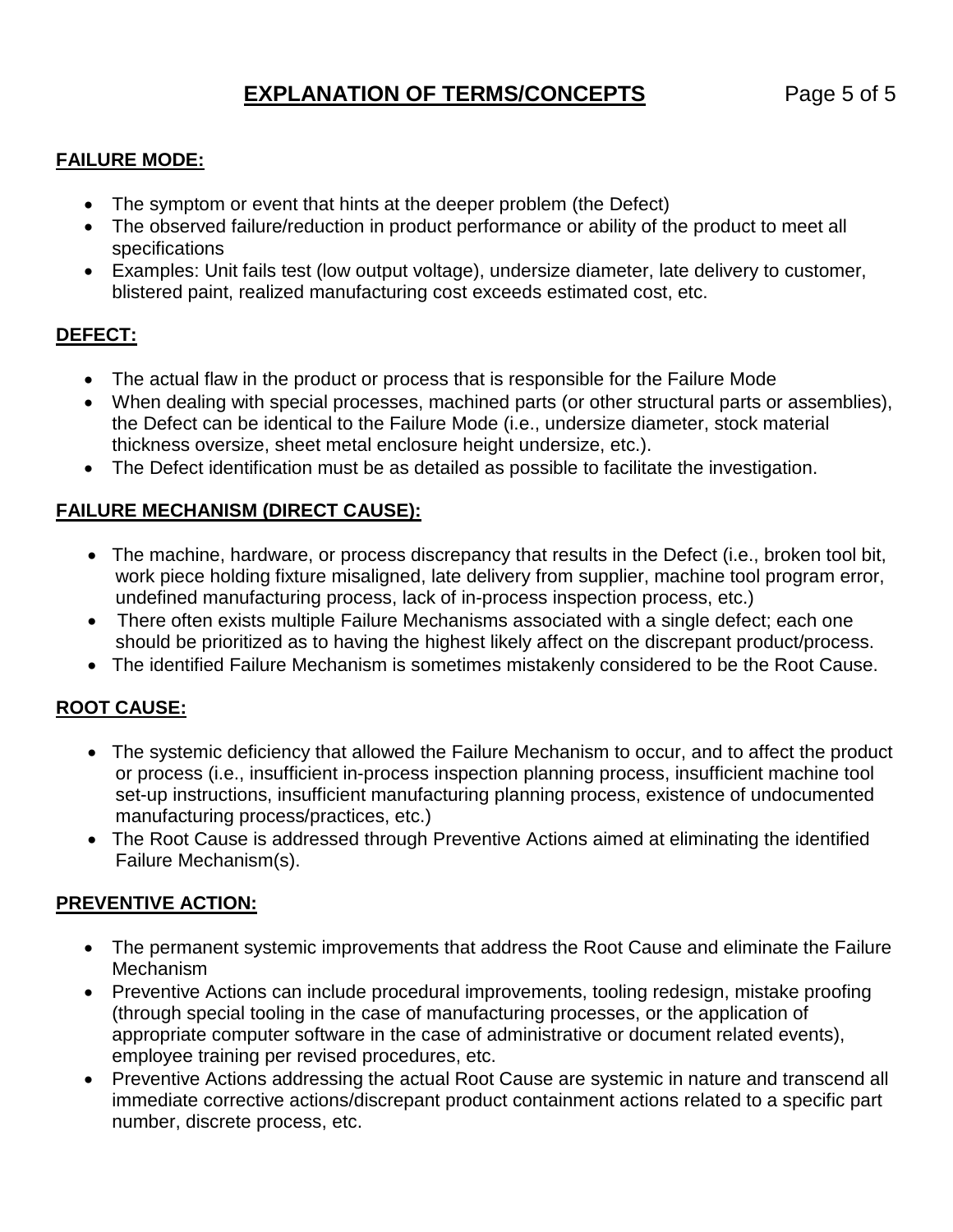# EXPLANATION OF TERMS/CONCEPTS

## FAILURE MODE:

- The symptom or event that hints at the deeper problem (the Defect)
- The observed failure/reduction in product performance or ability of the product to meet all specifications
- Examples: Unit fails test (low output voltage), undersize diameter, late delivery to customer, blistered paint, realized manufacturing cost exceeds estimated cost, etc.

## DEFECT:

- The actual flaw in the product or process that is responsible for the Failure Mode
- When dealing with special processes, machined parts (or other structural parts or assemblies), the Defect can be identical to the Failure Mode (i.e., undersize diameter, stock material thickness oversize, sheet metal enclosure height undersize, etc.).
- The Defect identification must be as detailed as possible to facilitate the investigation.

## FAILURE MECHANISM (DIRECT CAUSE):

- The machine, hardware, or process discrepancy that results in the Defect (i.e., broken tool bit, work piece holding fixture misaligned, late delivery from supplier, machine tool program error, undefined manufacturing process, lack of in-process inspection process, etc.)
- There often exists multiple Failure Mechanisms associated with a single defect; each one should be prioritized as to having the highest likely affect on the discrepant product/process.
- The identified Failure Mechanism is sometimes mistakenly considered to be the Root Cause.

## ROOT CAUSE:

- The systemic deficiency that allowed the Failure Mechanism to occur, and to affect the product or process (i.e., insufficient in-process inspection planning process, insufficient machine tool set-up instructions, insufficient manufacturing planning process, existence of undocumented manufacturing process/practices, etc.)
- The Root Cause is addressed through Preventive Actions aimed at eliminating the identified Failure Mechanism(s).

## PREVENTIVE ACTION:

- The permanent systemic improvements that address the Root Cause and eliminate the Failure Mechanism
- Preventive Actions can include procedural improvements, tooling redesign, mistake proofing (through special tooling in the case of manufacturing processes, or the application of appropriate computer software in the case of administrative or document related events), employee training per revised procedures, etc.
- Preventive Actions addressing the actual Root Cause are systemic in nature and transcend all immediate corrective actions/discrepant product containment actions related to a specific part number, discrete process, etc.